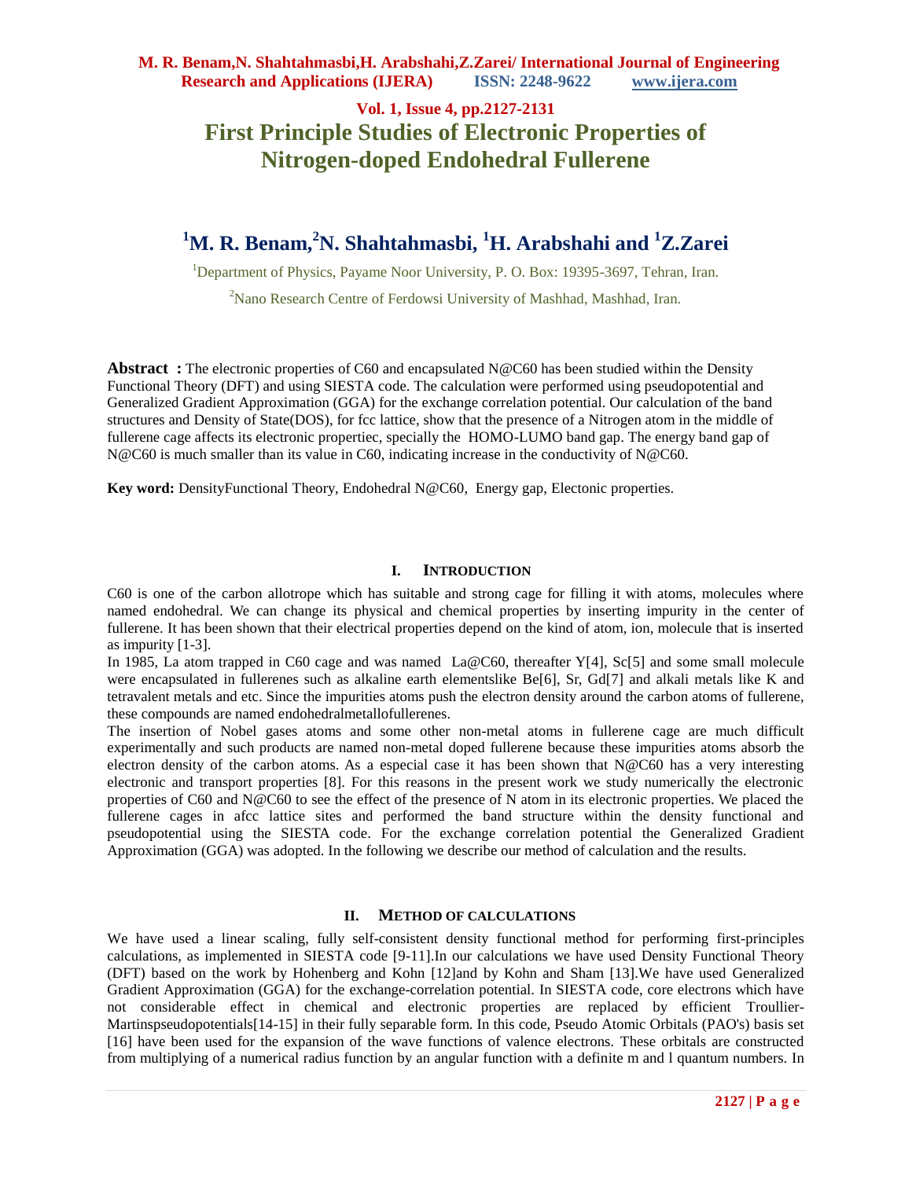# First Principle Studies of Electronic Properties of Nitrogen-doped Endohedral Fullerene

**[1]M. R. Benam, [2]N. Shahtahmasbi, [1]H. Arabshahi and [1]Z.Zarei**

[1]Department of Physics, Payame Noor University, P. O. Box: 19395-3697, Tehran, Iran.

[2]Nano Research Centre of Ferdowsi University of Mashhad, Mashhad, Iran.

**Abstract :** The electronic properties of C60 and encapsulated N@C60 has been studied within the Density Functional Theory (DFT) and using SIESTA code. The calculation were performed using pseudopotential and Generalized Gradient Approximation (GGA) for the exchange correlation potential. Our calculation of the band structures and Density of State(DOS), for fcc lattice, show that the presence of a Nitrogen atom in the middle of fullerene cage affects its electronic propertiec, specially the HOMO-LUMO band gap. The energy band gap of N@C60 is much smaller than its value in C60, indicating increase in the conductivity of N@C60.

**Key word:** DensityFunctional Theory, Endohedral N@C60, Energy gap, Electonic properties.

## I. INTRODUCTION

C60 is one of the carbon allotrope which has suitable and strong cage for filling it with atoms, molecules where named endohedral. We can change its physical and chemical properties by inserting impurity in the center of fullerene. It has been shown that their electrical properties depend on the kind of atom, ion, molecule that is inserted as impurity [1-3].

In 1985, La atom trapped in C60 cage and was named La@C60, thereafter Y[4], Sc[5] and some small molecule were encapsulated in fullerenes such as alkaline earth elementslike Be[6], Sr, Gd[7] and alkali metals like K and tetravalent metals and etc. Since the impurities atoms push the electron density around the carbon atoms of fullerene, these compounds are named endohedralmetallofullerenes.

The insertion of Nobel gases atoms and some other non-metal atoms in fullerene cage are much difficult experimentally and such products are named non-metal doped fullerene because these impurities atoms absorb the electron density of the carbon atoms. As a especial case it has been shown that N@C60 has a very interesting electronic and transport properties [8]. For this reasons in the present work we study numerically the electronic properties of C60 and N@C60 to see the effect of the presence of N atom in its electronic properties. We placed the fullerene cages in afcc lattice sites and performed the band structure within the density functional and pseudopotential using the SIESTA code. For the exchange correlation potential the Generalized Gradient Approximation (GGA) was adopted. In the following we describe our method of calculation and the results.

## II. METHOD OF CALCULATIONS

We have used a linear scaling, fully self-consistent density functional method for performing first-principles calculations, as implemented in SIESTA code [9-11].In our calculations we have used Density Functional Theory (DFT) based on the work by Hohenberg and Kohn [12]and by Kohn and Sham [13].We have used Generalized Gradient Approximation (GGA) for the exchange-correlation potential. In SIESTA code, core electrons which have not considerable effect in chemical and electronic properties are replaced by efficient Troullier-Martinspseudopotentials[14-15] in their fully separable form. In this code, Pseudo Atomic Orbitals (PAO's) basis set [16] have been used for the expansion of the wave functions of valence electrons. These orbitals are constructed from multiplying of a numerical radius function by an angular function with a definite m and l quantum numbers. In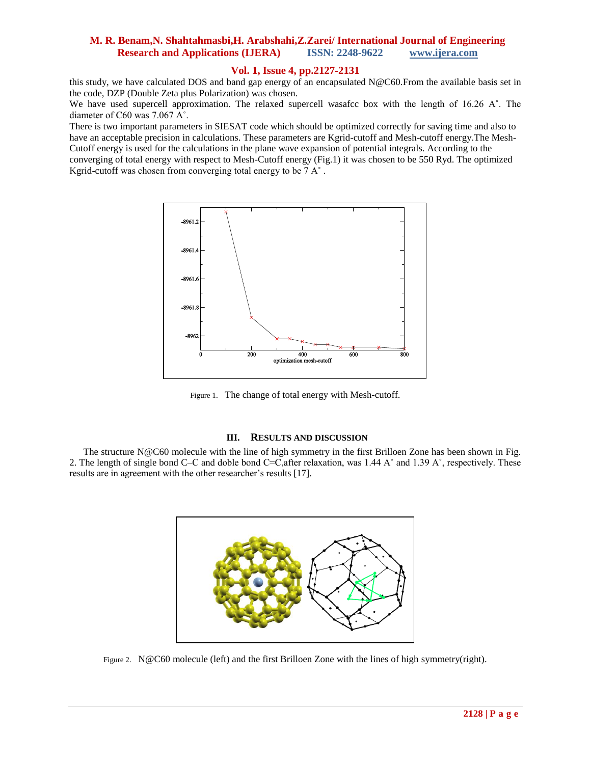this study, we have calculated DOS and band gap energy of an encapsulated N@C60.From the available basis set in the code, DZP (Double Zeta plus Polarization) was chosen.

We have used supercell approximation. The relaxed supercell wasafcc box with the length of 16.26 A˚. The diameter of C60 was 7.067 A˚.

There is two important parameters in SIESAT code which should be optimized correctly for saving time and also to have an acceptable precision in calculations. These parameters are Kgrid-cutoff and Mesh-cutoff energy.The Mesh-Cutoff energy is used for the calculations in the plane wave expansion of potential integrals. According to the converging of total energy with respect to Mesh-Cutoff energy (Fig.1) it was chosen to be 550 Ryd. The optimized Kgrid-cutoff was chosen from converging total energy to be 7 A˚ .

Figure 1. The change of total energy with Mesh-cutoff.

## III. RESULTS AND DISCUSSION

The structure N@C60 molecule with the line of high symmetry in the first Brilloen Zone has been shown in Fig. 2. The length of single bond C–C and doble bond C=C,after relaxation, was 1.44 A˚ and 1.39 A˚, respectively. These results are in agreement with the other researcher's results [17].

Figure 2. N@C60 molecule (left) and the first Brilloen Zone with the lines of high symmetry(right).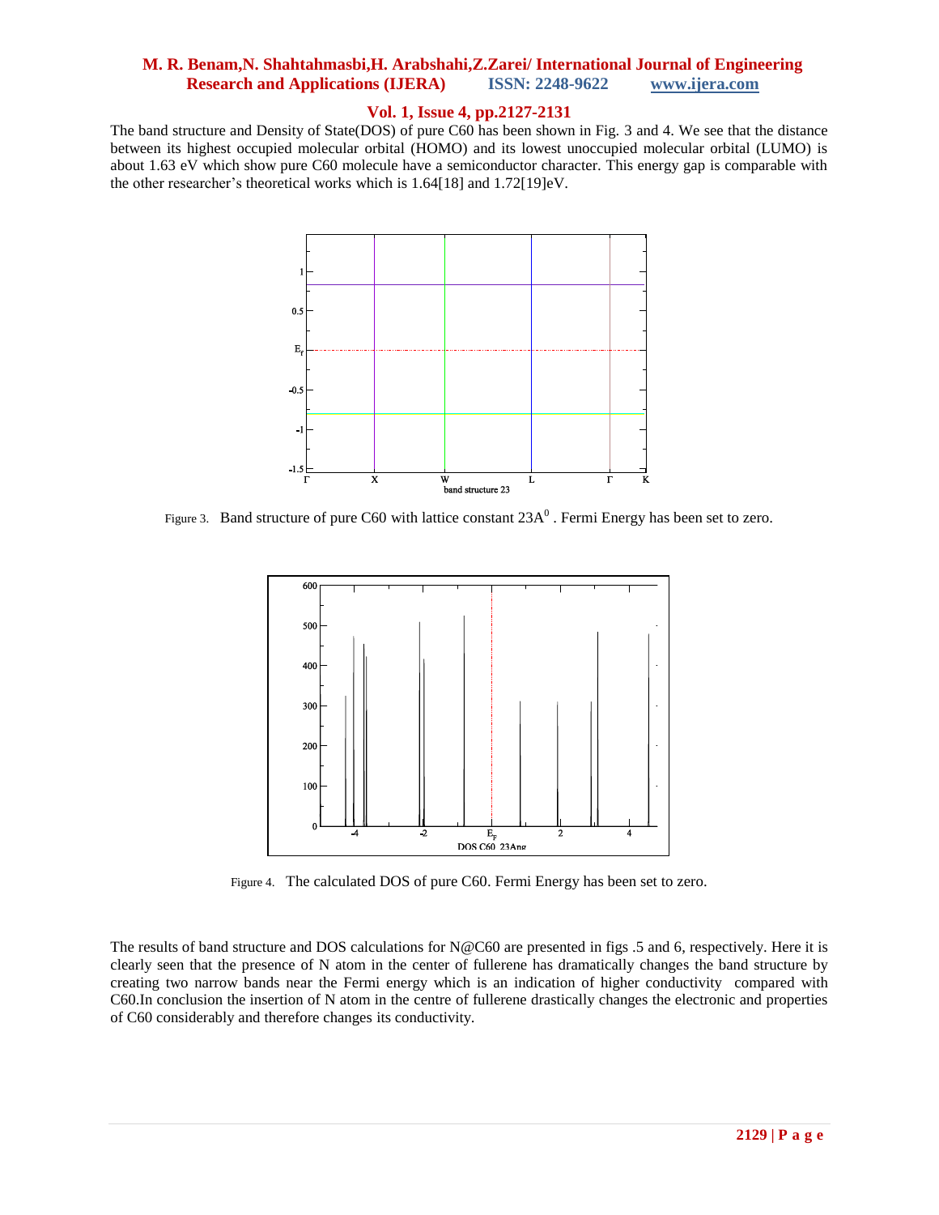The band structure and Density of State(DOS) of pure C60 has been shown in Fig. 3 and 4. We see that the distance between its highest occupied molecular orbital (HOMO) and its lowest unoccupied molecular orbital (LUMO) is about 1.63 eV which show pure C60 molecule have a semiconductor character. This energy gap is comparable with the other researcher's theoretical works which is 1.64[18] and 1.72[19]eV.

Figure 3. Band structure of pure C60 with lattice constant $23A^0$ . Fermi Energy has been set to zero.

Figure 4. The calculated DOS of pure C60. Fermi Energy has been set to zero.

The results of band structure and DOS calculations for N@C60 are presented in figs .5 and 6, respectively. Here it is clearly seen that the presence of N atom in the center of fullerene has dramatically changes the band structure by creating two narrow bands near the Fermi energy which is an indication of higher conductivity compared with C60.In conclusion the insertion of N atom in the centre of fullerene drastically changes the electronic and properties of C60 considerably and therefore changes its conductivity.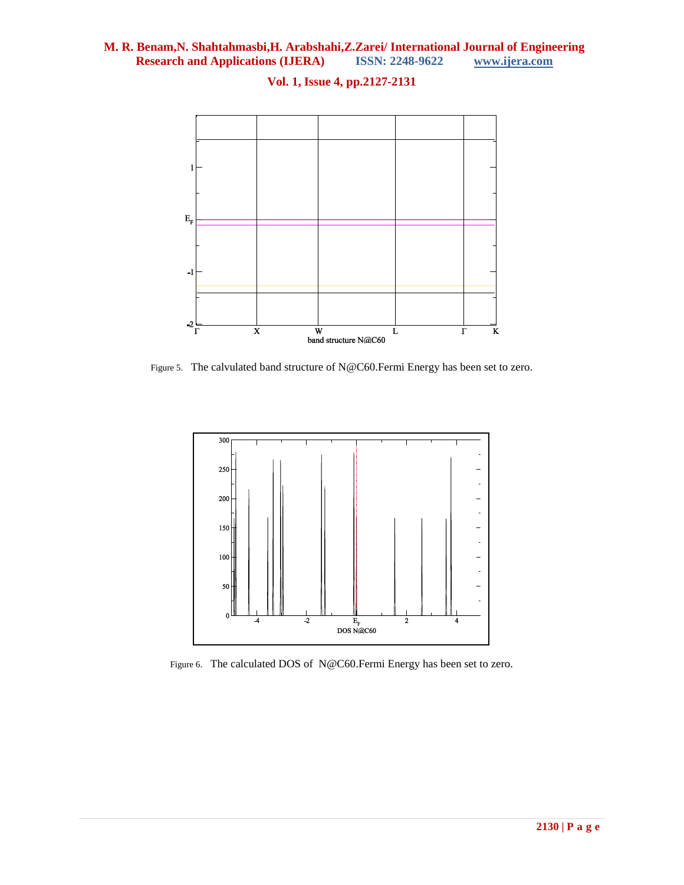Figure 5. The calvulated band structure of N@C60.Fermi Energy has been set to zero.

Figure 6. The calculated DOS of N@C60.Fermi Energy has been set to zero.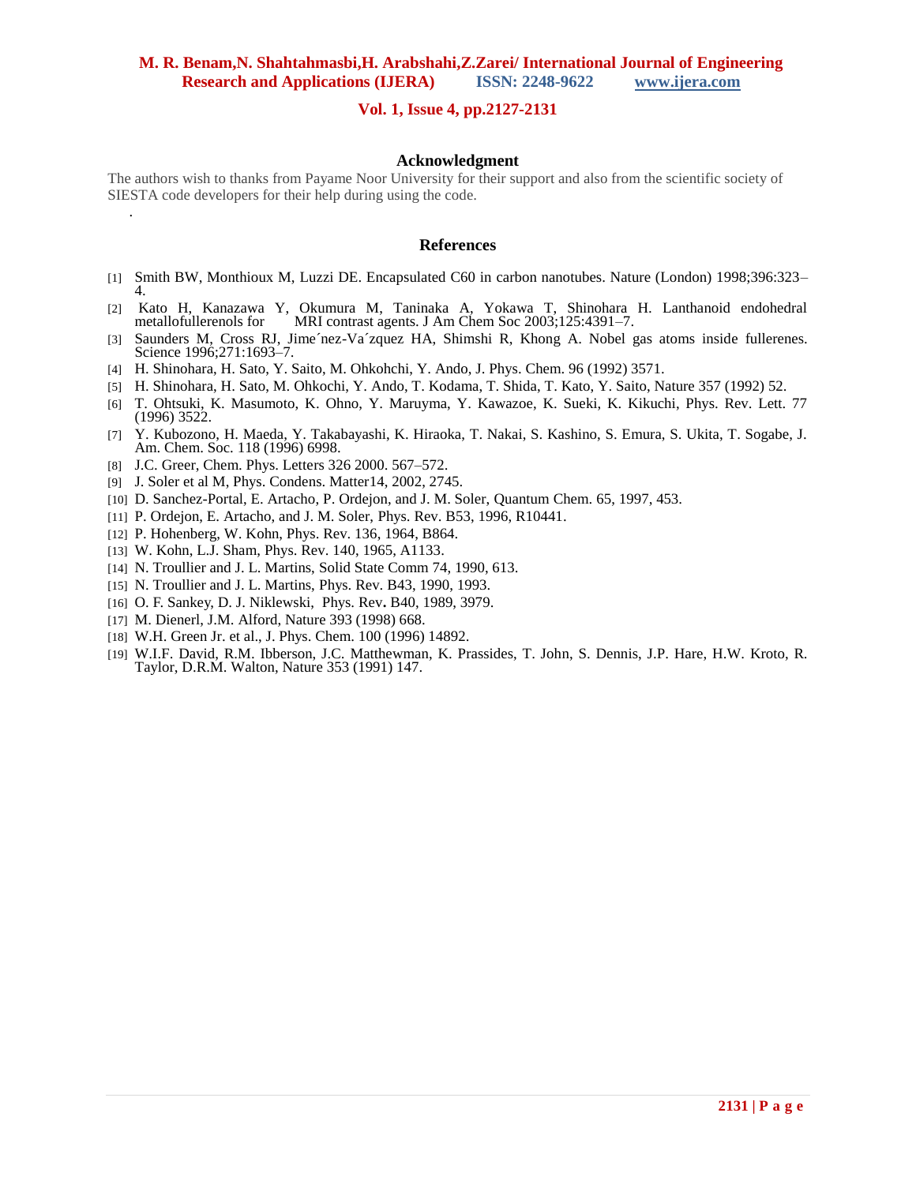## Acknowledgment

The authors wish to thanks from Payame Noor University for their support and also from the scientific society of SIESTA code developers for their help during using the code.

.

## References

[1] Smith BW, Monthioux M, Luzzi DE. Encapsulated C60 in carbon nanotubes. Nature (London) 1998;396:323–4.

[2] Kato H, Kanazawa Y, Okumura M, Taninaka A, Yokawa T, Shinohara H. Lanthanoid endohedral metallofullerenols for MRI contrast agents. J Am Chem Soc 2003;125:4391–7.

[3] Saunders M, Cross RJ, Jime´nez-Va´zquez HA, Shimshi R, Khong A. Nobel gas atoms inside fullerenes. Science 1996;271:1693–7.

[4] H. Shinohara, H. Sato, Y. Saito, M. Ohkohchi, Y. Ando, J. Phys. Chem. 96 (1992) 3571.

[5] H. Shinohara, H. Sato, M. Ohkochi, Y. Ando, T. Kodama, T. Shida, T. Kato, Y. Saito, Nature 357 (1992) 52.

[6] T. Ohtsuki, K. Masumoto, K. Ohno, Y. Maruyma, Y. Kawazoe, K. Sueki, K. Kikuchi, Phys. Rev. Lett. 77 (1996) 3522.

[7] Y. Kubozono, H. Maeda, Y. Takabayashi, K. Hiraoka, T. Nakai, S. Kashino, S. Emura, S. Ukita, T. Sogabe, J. Am. Chem. Soc. 118 (1996) 6998.

[8] J.C. Greer, Chem. Phys. Letters 326 2000. 567–572.

[9] J. Soler et al M, Phys. Condens. Matter14, 2002, 2745.

[10] D. Sanchez-Portal, E. Artacho, P. Ordejon, and J. M. Soler, Quantum Chem. 65, 1997, 453.

[11] P. Ordejon, E. Artacho, and J. M. Soler, Phys. Rev. B53, 1996, R10441.

[12] P. Hohenberg, W. Kohn, Phys. Rev. 136, 1964, B864.

[13] W. Kohn, L.J. Sham, Phys. Rev. 140, 1965, A1133.

[14] N. Troullier and J. L. Martins, Solid State Comm 74, 1990, 613.

[15] N. Troullier and J. L. Martins, Phys. Rev. B43, 1990, 1993.

[16] O. F. Sankey, D. J. Niklewski, Phys. Rev**.** B40, 1989, 3979.

[17] M. Dienerl, J.M. Alford, Nature 393 (1998) 668.

[18] W.H. Green Jr. et al., J. Phys. Chem. 100 (1996) 14892.

[19] W.I.F. David, R.M. Ibberson, J.C. Matthewman, K. Prassides, T. John, S. Dennis, J.P. Hare, H.W. Kroto, R. Taylor, D.R.M. Walton, Nature 353 (1991) 147.